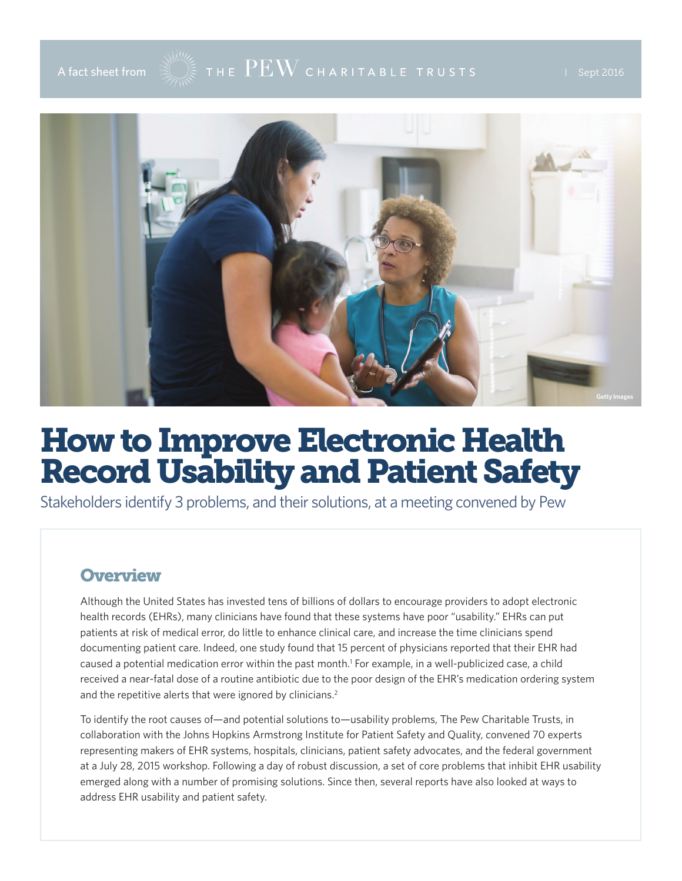A fact sheet from THE PEW CHARITABLE TRUSTS | Sept 2016

# How to Improve Electronic Health Record Usability and Patient Safety

Stakeholders identify 3 problems, and their solutions, at a meeting convened by Pew

## Overview

Although the United States has invested tens of billions of dollars to encourage providers to adopt electronic health records (EHRs), many clinicians have found that these systems have poor "usability." EHRs can put patients at risk of medical error, do little to enhance clinical care, and increase the time clinicians spend documenting patient care. Indeed, one study found that 15 percent of physicians reported that their EHR had caused a potential medication error within the past month.[1] For example, in a well-publicized case, a child received a near-fatal dose of a routine antibiotic due to the poor design of the EHR's medication ordering system and the repetitive alerts that were ignored by clinicians.[2]

To identify the root causes of—and potential solutions to—usability problems, The Pew Charitable Trusts, in collaboration with the Johns Hopkins Armstrong Institute for Patient Safety and Quality, convened 70 experts representing makers of EHR systems, hospitals, clinicians, patient safety advocates, and the federal government at a July 28, 2015 workshop. Following a day of robust discussion, a set of core problems that inhibit EHR usability emerged along with a number of promising solutions. Since then, several reports have also looked at ways to address EHR usability and patient safety.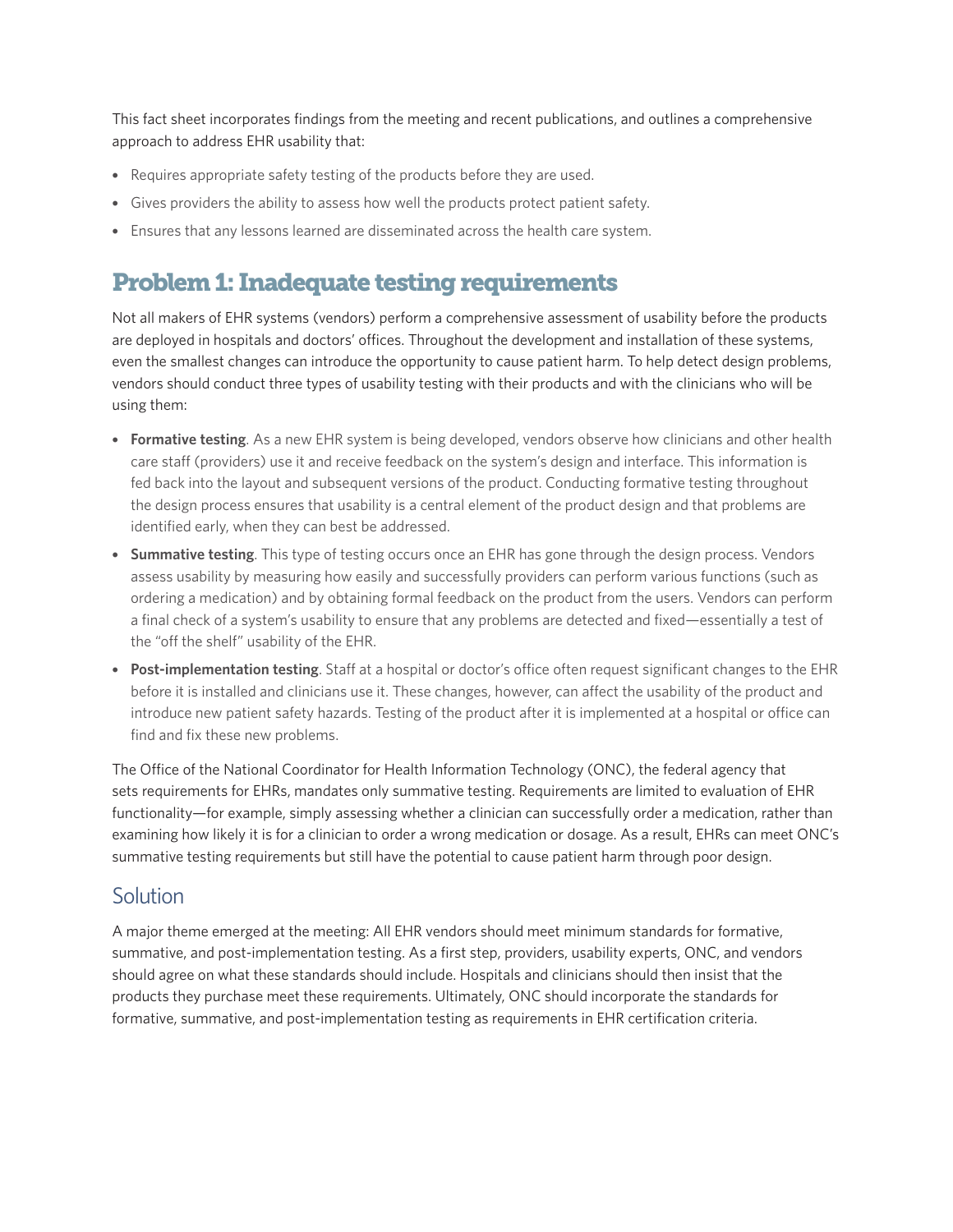This fact sheet incorporates findings from the meeting and recent publications, and outlines a comprehensive approach to address EHR usability that:

- Requires appropriate safety testing of the products before they are used.
- Gives providers the ability to assess how well the products protect patient safety.
- Ensures that any lessons learned are disseminated across the health care system.

## Problem 1: Inadequate testing requirements

Not all makers of EHR systems (vendors) perform a comprehensive assessment of usability before the products are deployed in hospitals and doctors' offices. Throughout the development and installation of these systems, even the smallest changes can introduce the opportunity to cause patient harm. To help detect design problems, vendors should conduct three types of usability testing with their products and with the clinicians who will be using them:

- **Formative testing**. As a new EHR system is being developed, vendors observe how clinicians and other health care staff (providers) use it and receive feedback on the system's design and interface. This information is fed back into the layout and subsequent versions of the product. Conducting formative testing throughout the design process ensures that usability is a central element of the product design and that problems are identified early, when they can best be addressed.
- **Summative testing**. This type of testing occurs once an EHR has gone through the design process. Vendors assess usability by measuring how easily and successfully providers can perform various functions (such as ordering a medication) and by obtaining formal feedback on the product from the users. Vendors can perform a final check of a system's usability to ensure that any problems are detected and fixed—essentially a test of the "off the shelf" usability of the EHR.
- **Post-implementation testing**. Staff at a hospital or doctor's office often request significant changes to the EHR before it is installed and clinicians use it. These changes, however, can affect the usability of the product and introduce new patient safety hazards. Testing of the product after it is implemented at a hospital or office can find and fix these new problems.

The Office of the National Coordinator for Health Information Technology (ONC), the federal agency that sets requirements for EHRs, mandates only summative testing. Requirements are limited to evaluation of EHR functionality—for example, simply assessing whether a clinician can successfully order a medication, rather than examining how likely it is for a clinician to order a wrong medication or dosage. As a result, EHRs can meet ONC's summative testing requirements but still have the potential to cause patient harm through poor design.

### Solution

A major theme emerged at the meeting: All EHR vendors should meet minimum standards for formative, summative, and post-implementation testing. As a first step, providers, usability experts, ONC, and vendors should agree on what these standards should include. Hospitals and clinicians should then insist that the products they purchase meet these requirements. Ultimately, ONC should incorporate the standards for formative, summative, and post-implementation testing as requirements in EHR certification criteria.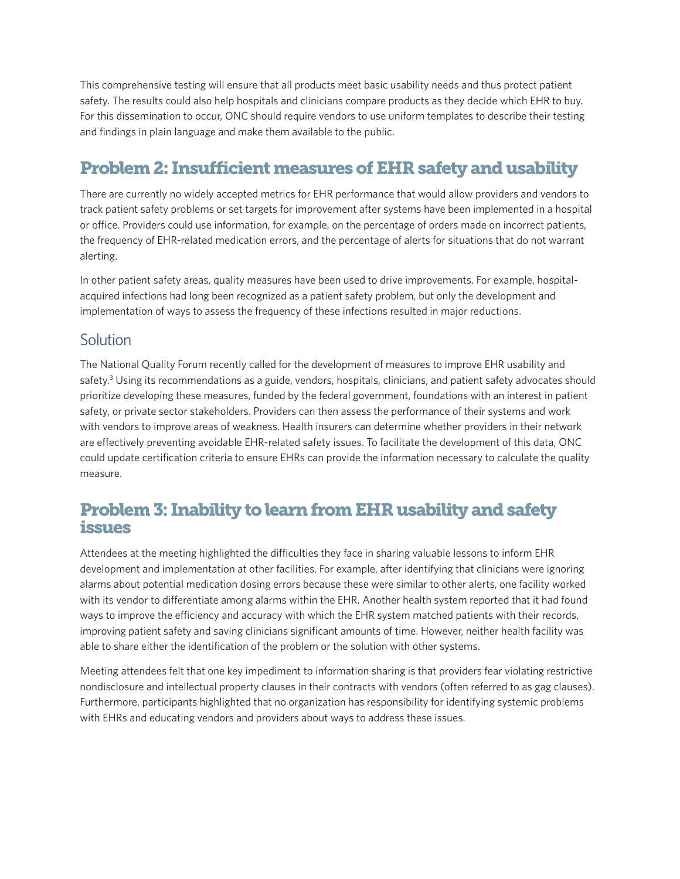This comprehensive testing will ensure that all products meet basic usability needs and thus protect patient safety. The results could also help hospitals and clinicians compare products as they decide which EHR to buy. For this dissemination to occur, ONC should require vendors to use uniform templates to describe their testing and findings in plain language and make them available to the public.

## Problem 2: Insufficient measures of EHR safety and usability

There are currently no widely accepted metrics for EHR performance that would allow providers and vendors to track patient safety problems or set targets for improvement after systems have been implemented in a hospital or office. Providers could use information, for example, on the percentage of orders made on incorrect patients, the frequency of EHR-related medication errors, and the percentage of alerts for situations that do not warrant alerting.

In other patient safety areas, quality measures have been used to drive improvements. For example, hospital-acquired infections had long been recognized as a patient safety problem, but only the development and implementation of ways to assess the frequency of these infections resulted in major reductions.

### Solution

The National Quality Forum recently called for the development of measures to improve EHR usability and safety.[3] Using its recommendations as a guide, vendors, hospitals, clinicians, and patient safety advocates should prioritize developing these measures, funded by the federal government, foundations with an interest in patient safety, or private sector stakeholders. Providers can then assess the performance of their systems and work with vendors to improve areas of weakness. Health insurers can determine whether providers in their network are effectively preventing avoidable EHR-related safety issues. To facilitate the development of this data, ONC could update certification criteria to ensure EHRs can provide the information necessary to calculate the quality measure.

## Problem 3: Inability to learn from EHR usability and safety issues

Attendees at the meeting highlighted the difficulties they face in sharing valuable lessons to inform EHR development and implementation at other facilities. For example, after identifying that clinicians were ignoring alarms about potential medication dosing errors because these were similar to other alerts, one facility worked with its vendor to differentiate among alarms within the EHR. Another health system reported that it had found ways to improve the efficiency and accuracy with which the EHR system matched patients with their records, improving patient safety and saving clinicians significant amounts of time. However, neither health facility was able to share either the identification of the problem or the solution with other systems.

Meeting attendees felt that one key impediment to information sharing is that providers fear violating restrictive nondisclosure and intellectual property clauses in their contracts with vendors (often referred to as gag clauses). Furthermore, participants highlighted that no organization has responsibility for identifying systemic problems with EHRs and educating vendors and providers about ways to address these issues.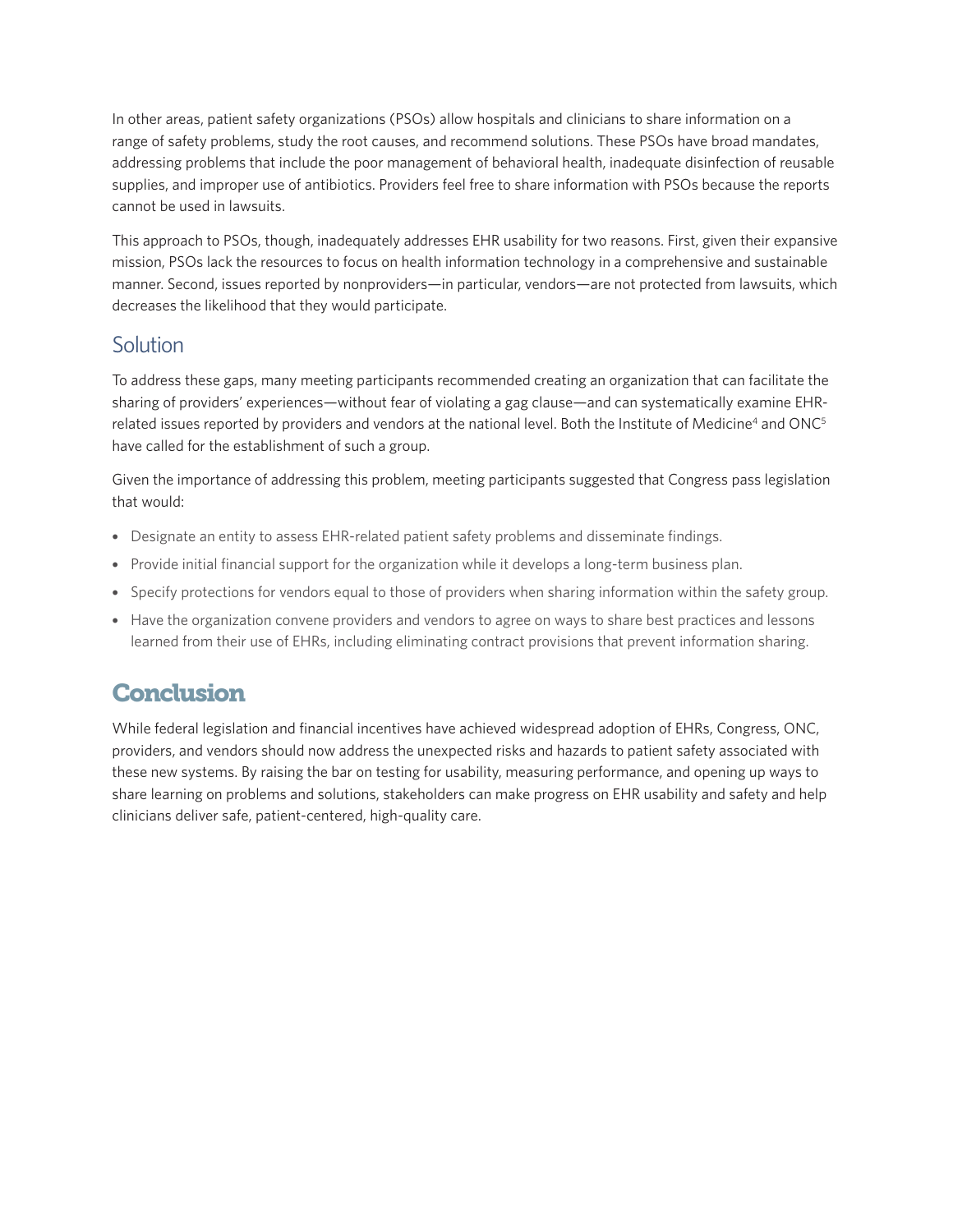In other areas, patient safety organizations (PSOs) allow hospitals and clinicians to share information on a range of safety problems, study the root causes, and recommend solutions. These PSOs have broad mandates, addressing problems that include the poor management of behavioral health, inadequate disinfection of reusable supplies, and improper use of antibiotics. Providers feel free to share information with PSOs because the reports cannot be used in lawsuits.

This approach to PSOs, though, inadequately addresses EHR usability for two reasons. First, given their expansive mission, PSOs lack the resources to focus on health information technology in a comprehensive and sustainable manner. Second, issues reported by nonproviders—in particular, vendors—are not protected from lawsuits, which decreases the likelihood that they would participate.

### Solution

To address these gaps, many meeting participants recommended creating an organization that can facilitate the sharing of providers' experiences—without fear of violating a gag clause—and can systematically examine EHR-related issues reported by providers and vendors at the national level. Both the Institute of Medicine[4] and ONC[5] have called for the establishment of such a group.

Given the importance of addressing this problem, meeting participants suggested that Congress pass legislation that would:

- Designate an entity to assess EHR-related patient safety problems and disseminate findings.
- Provide initial financial support for the organization while it develops a long-term business plan.
- Specify protections for vendors equal to those of providers when sharing information within the safety group.
- Have the organization convene providers and vendors to agree on ways to share best practices and lessons learned from their use of EHRs, including eliminating contract provisions that prevent information sharing.

## Conclusion

While federal legislation and financial incentives have achieved widespread adoption of EHRs, Congress, ONC, providers, and vendors should now address the unexpected risks and hazards to patient safety associated with these new systems. By raising the bar on testing for usability, measuring performance, and opening up ways to share learning on problems and solutions, stakeholders can make progress on EHR usability and safety and help clinicians deliver safe, patient-centered, high-quality care.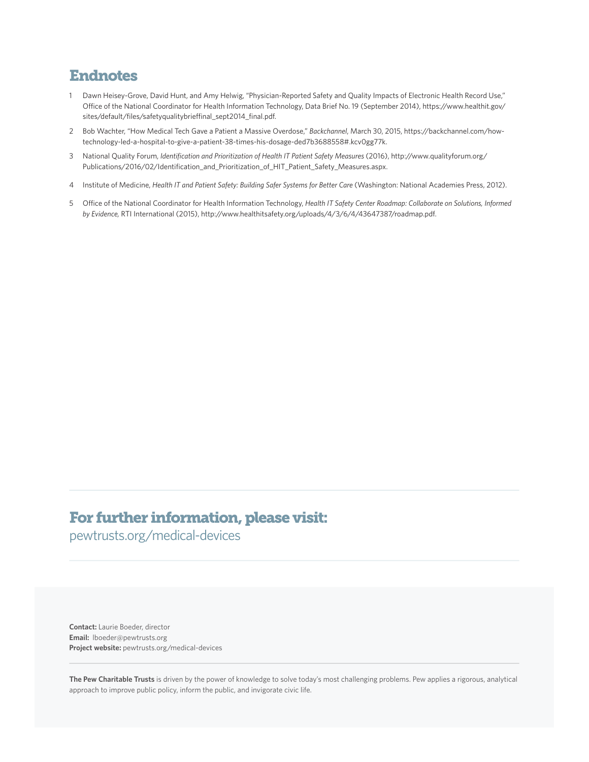## Endnotes

1. Dawn Heisey-Grove, David Hunt, and Amy Helwig, "Physician-Reported Safety and Quality Impacts of Electronic Health Record Use," Office of the National Coordinator for Health Information Technology, Data Brief No. 19 (September 2014), https://www.healthit.gov/sites/default/files/safetyqualitybrieffinal_sept2014_final.pdf.
2. Bob Wachter, "How Medical Tech Gave a Patient a Massive Overdose," *Backchannel*, March 30, 2015, https://backchannel.com/how-technology-led-a-hospital-to-give-a-patient-38-times-his-dosage-ded7b3688558#.kcv0gg77k.
3. National Quality Forum, *Identification and Prioritization of Health IT Patient Safety Measures* (2016), http://www.qualityforum.org/Publications/2016/02/Identification_and_Prioritization_of_HIT_Patient_Safety_Measures.aspx.
4. Institute of Medicine, *Health IT and Patient Safety: Building Safer Systems for Better Care* (Washington: National Academies Press, 2012).
5. Office of the National Coordinator for Health Information Technology, *Health IT Safety Center Roadmap: Collaborate on Solutions, Informed by Evidence,* RTI International (2015), http://www.healthitsafety.org/uploads/4/3/6/4/43647387/roadmap.pdf.

## For further information, please visit:

pewtrusts.org/medical-devices

**Contact:** Laurie Boeder, director
**Email:** lboeder@pewtrusts.org
**Project website:** pewtrusts.org/medical-devices

**The Pew Charitable Trusts** is driven by the power of knowledge to solve today's most challenging problems. Pew applies a rigorous, analytical approach to improve public policy, inform the public, and invigorate civic life.